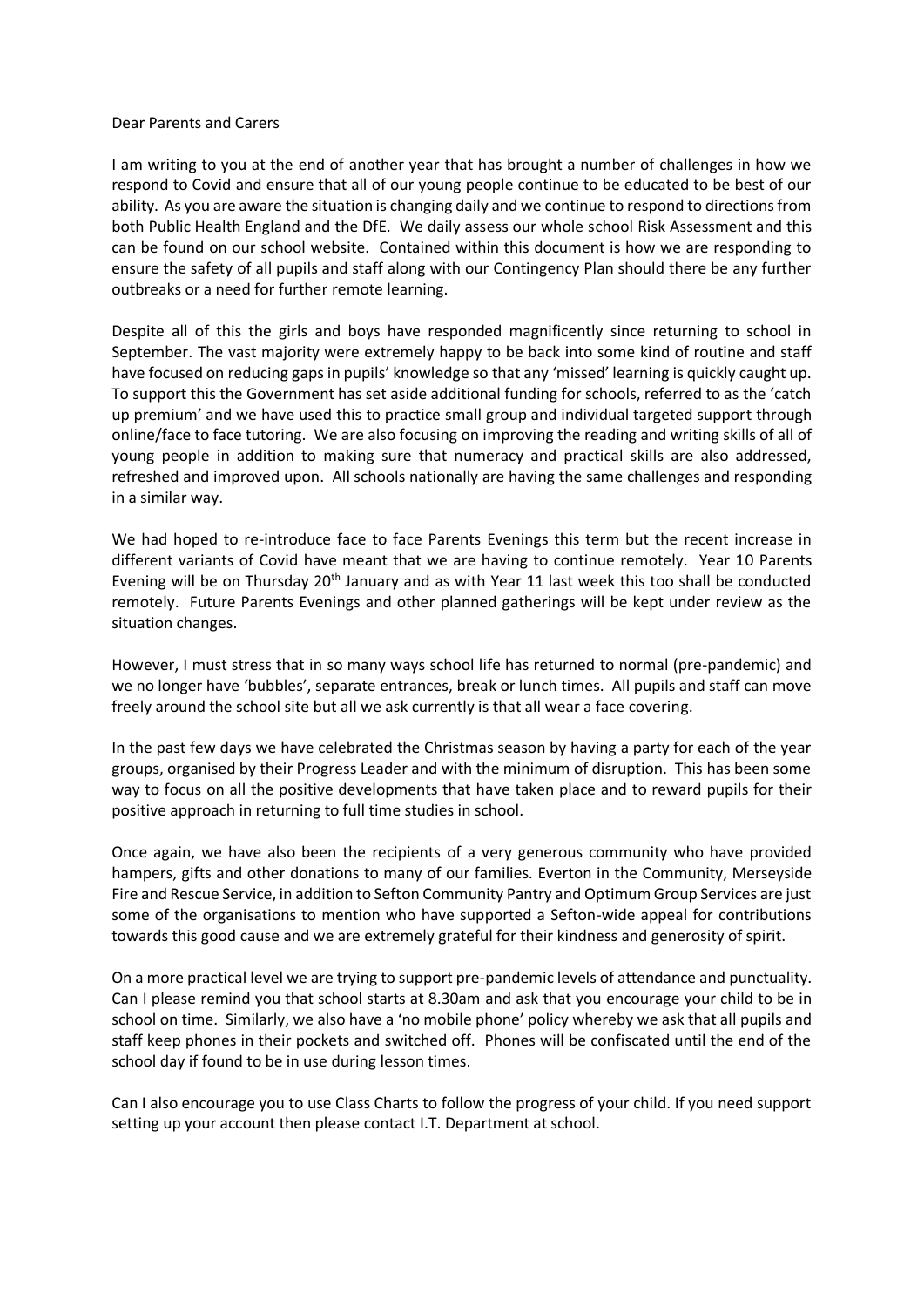Dear Parents and Carers

I am writing to you at the end of another year that has brought a number of challenges in how we respond to Covid and ensure that all of our young people continue to be educated to be best of our ability. As you are aware the situation is changing daily and we continue to respond to directions from both Public Health England and the DfE. We daily assess our whole school Risk Assessment and this can be found on our school website. Contained within this document is how we are responding to ensure the safety of all pupils and staff along with our Contingency Plan should there be any further outbreaks or a need for further remote learning.

Despite all of this the girls and boys have responded magnificently since returning to school in September. The vast majority were extremely happy to be back into some kind of routine and staff have focused on reducing gaps in pupils' knowledge so that any 'missed' learning is quickly caught up. To support this the Government has set aside additional funding for schools, referred to as the 'catch up premium' and we have used this to practice small group and individual targeted support through online/face to face tutoring. We are also focusing on improving the reading and writing skills of all of young people in addition to making sure that numeracy and practical skills are also addressed, refreshed and improved upon. All schools nationally are having the same challenges and responding in a similar way.

We had hoped to re-introduce face to face Parents Evenings this term but the recent increase in different variants of Covid have meant that we are having to continue remotely. Year 10 Parents Evening will be on Thursday 20th January and as with Year 11 last week this too shall be conducted remotely. Future Parents Evenings and other planned gatherings will be kept under review as the situation changes.

However, I must stress that in so many ways school life has returned to normal (pre-pandemic) and we no longer have 'bubbles', separate entrances, break or lunch times. All pupils and staff can move freely around the school site but all we ask currently is that all wear a face covering.

In the past few days we have celebrated the Christmas season by having a party for each of the year groups, organised by their Progress Leader and with the minimum of disruption. This has been some way to focus on all the positive developments that have taken place and to reward pupils for their positive approach in returning to full time studies in school.

Once again, we have also been the recipients of a very generous community who have provided hampers, gifts and other donations to many of our families. Everton in the Community, Merseyside Fire and Rescue Service, in addition to Sefton Community Pantry and Optimum Group Services are just some of the organisations to mention who have supported a Sefton-wide appeal for contributions towards this good cause and we are extremely grateful for their kindness and generosity of spirit.

On a more practical level we are trying to support pre-pandemic levels of attendance and punctuality. Can I please remind you that school starts at 8.30am and ask that you encourage your child to be in school on time. Similarly, we also have a 'no mobile phone' policy whereby we ask that all pupils and staff keep phones in their pockets and switched off. Phones will be confiscated until the end of the school day if found to be in use during lesson times.

Can I also encourage you to use Class Charts to follow the progress of your child. If you need support setting up your account then please contact I.T. Department at school.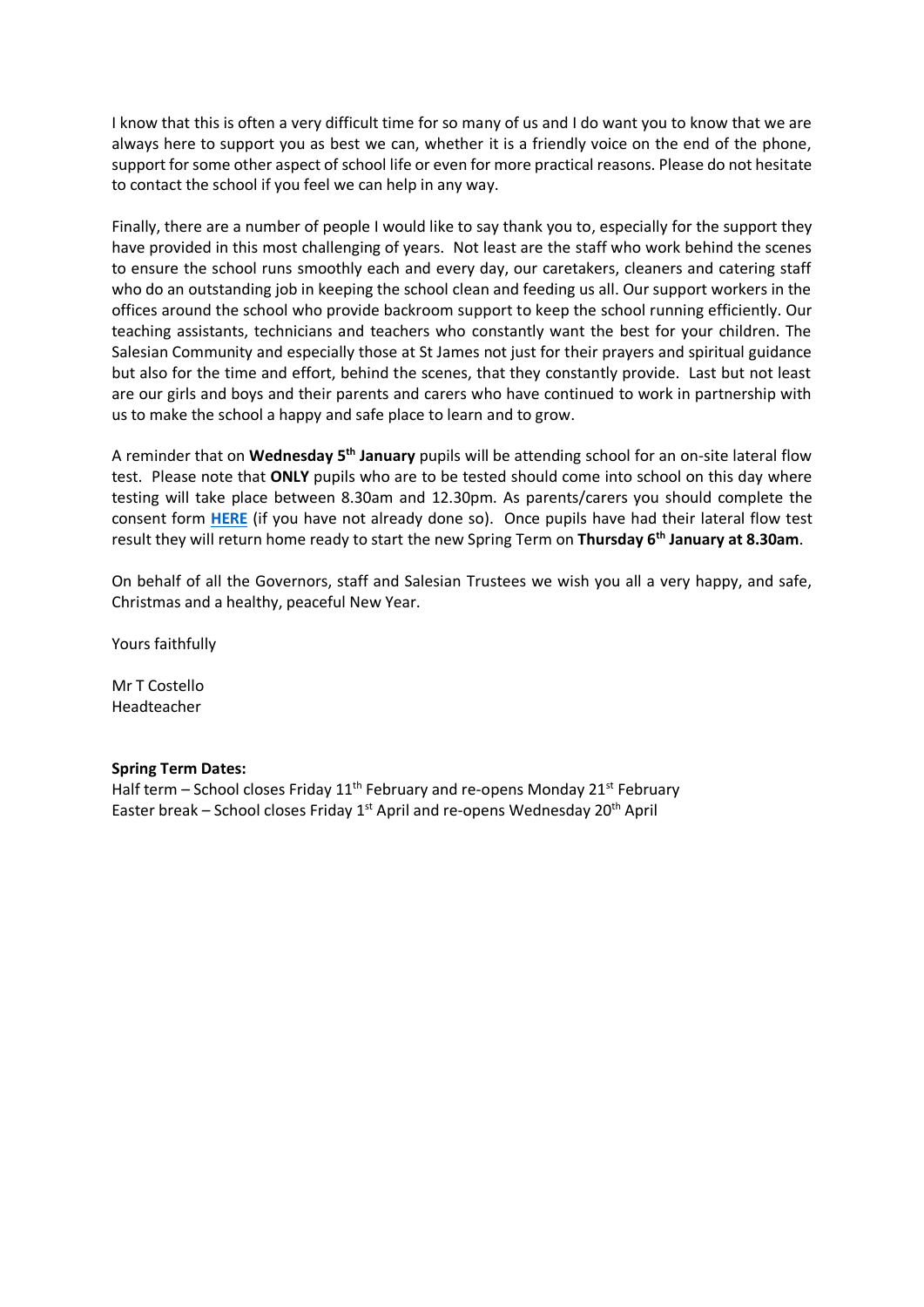I know that this is often a very difficult time for so many of us and I do want you to know that we are always here to support you as best we can, whether it is a friendly voice on the end of the phone, support for some other aspect of school life or even for more practical reasons. Please do not hesitate to contact the school if you feel we can help in any way.

Finally, there are a number of people I would like to say thank you to, especially for the support they have provided in this most challenging of years. Not least are the staff who work behind the scenes to ensure the school runs smoothly each and every day, our caretakers, cleaners and catering staff who do an outstanding job in keeping the school clean and feeding us all. Our support workers in the offices around the school who provide backroom support to keep the school running efficiently. Our teaching assistants, technicians and teachers who constantly want the best for your children. The Salesian Community and especially those at St James not just for their prayers and spiritual guidance but also for the time and effort, behind the scenes, that they constantly provide. Last but not least are our girls and boys and their parents and carers who have continued to work in partnership with us to make the school a happy and safe place to learn and to grow.

A reminder that on **Wednesday 5th January** pupils will be attending school for an on-site lateral flow test. Please note that **ONLY** pupils who are to be tested should come into school on this day where testing will take place between 8.30am and 12.30pm. As parents/carers you should complete the consent form **HERE** (if you have not already done so). Once pupils have had their lateral flow test result they will return home ready to start the new Spring Term on **Thursday 6th January at 8.30am**.

On behalf of all the Governors, staff and Salesian Trustees we wish you all a very happy, and safe, Christmas and a healthy, peaceful New Year.

Yours faithfully

Mr T Costello
Headteacher

**Spring Term Dates:**
Half term – School closes Friday 11th February and re-opens Monday 21st February
Easter break – School closes Friday 1st April and re-opens Wednesday 20th April